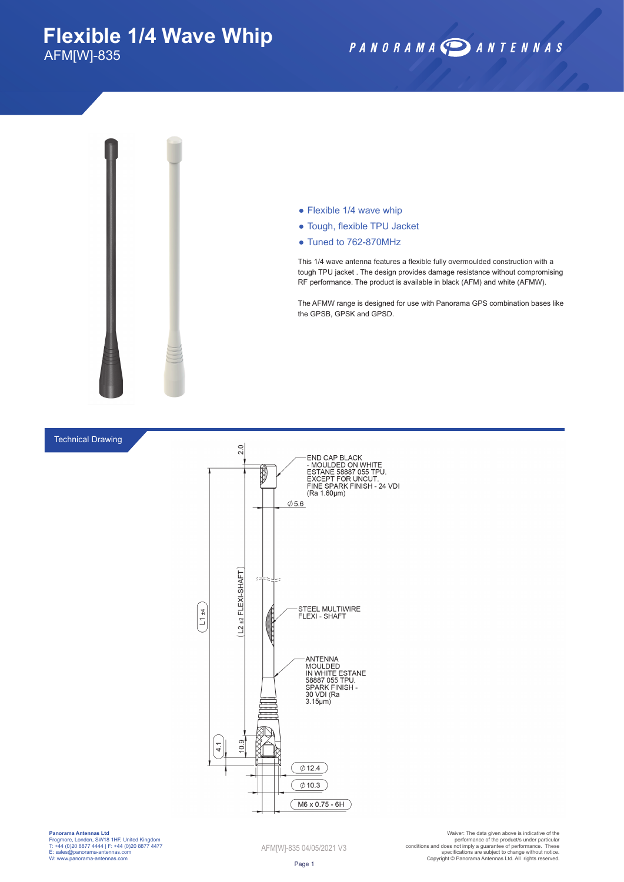# Flexible 1/4 Wave Whip

AFM[W]-835

PANORAMA ANTENNAS

- Flexible 1/4 wave whip
- Tough, flexible TPU Jacket
- Tuned to 762-870MHz

This 1/4 wave antenna features a flexible fully overmoulded construction with a tough TPU jacket . The design provides damage resistance without compromising RF performance. The product is available in black (AFM) and white (AFMW).

The AFMW range is designed for use with Panorama GPS combination bases like the GPSB, GPSK and GPSD.

## Technical Drawing

END CAP BLACK - MOULDED ON WHITE ESTANE 58887 055 TPU. EXCEPT FOR UNCUT. FINE SPARK FINISH - 24 VDI (Ra 1.60µm)

STEEL MULTIWIRE FLEXI - SHAFT

ANTENNA MOULDED IN WHITE ESTANE 58887 055 TPU. SPARK FINISH - 30 VDI (Ra 3.15µm)

2.0

∅5.6

L1 ±4

L2 ±2 FLEXI-SHAFT

4.1

10.9

∅12.4

∅10.3

M6 x 0.75 - 6H

**Panorama Antennas Ltd**
Frogmore, London, SW18 1HF, United Kingdom
T: +44 (0)20 8877 4444 | F: +44 (0)20 8877 4477
E: sales@panorama-antennas.com
W: www.panorama-antennas.com

AFM[W]-835 04/05/2021 V3

Waiver: The data given above is indicative of the performance of the product/s under particular conditions and does not imply a guarantee of performance. These specifications are subject to change without notice. Copyright © Panorama Antennas Ltd. All rights reserved.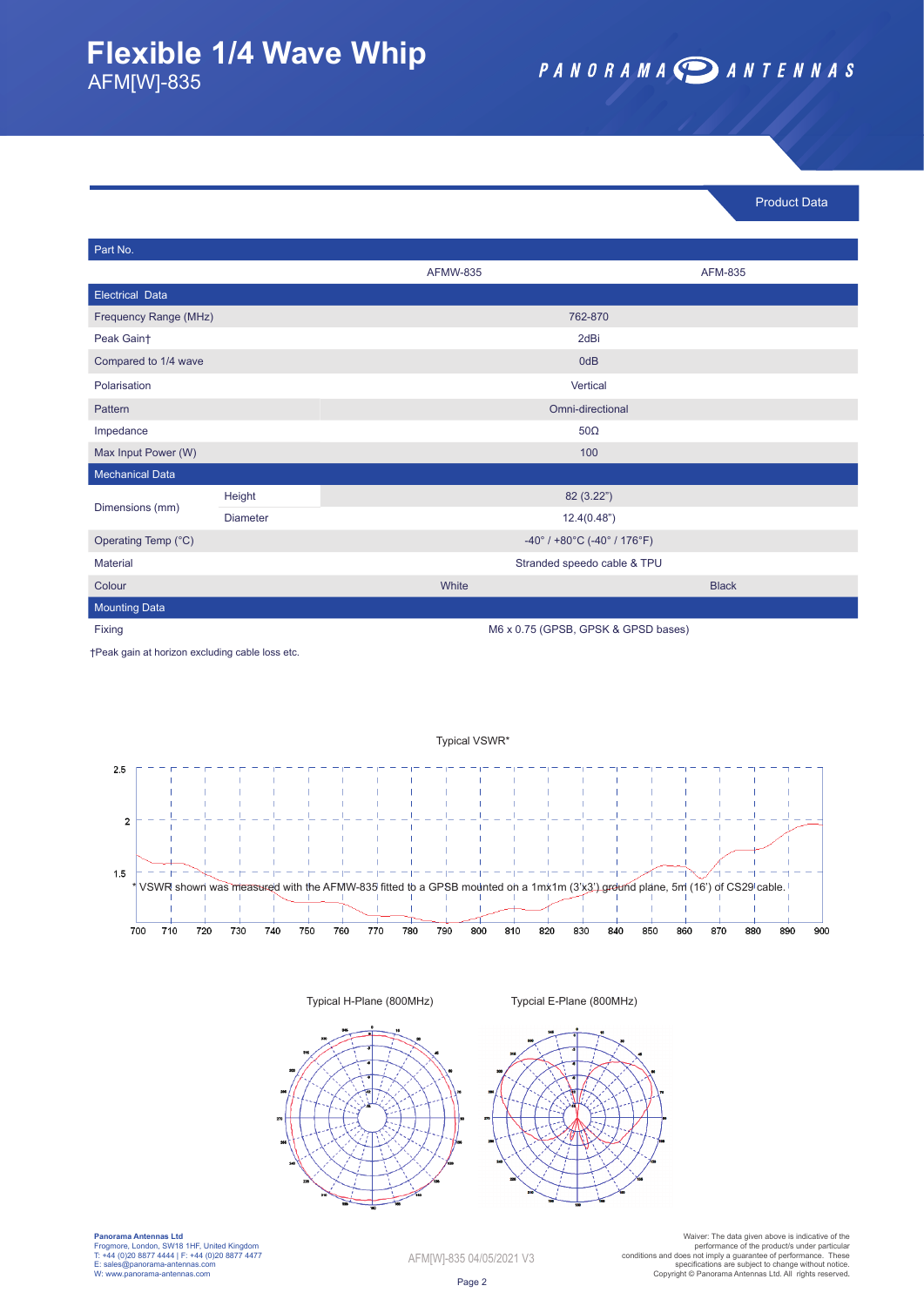# Flexible 1/4 Wave Whip

AFM[W]-835

PANORAMA ANTENNAS

Product Data

| Part No. | | | |
|---|---|---|---|
| | | AFMW-835 | AFM-835 |
| **Electrical Data** | | | |
| Frequency Range (MHz) | | 762-870 | |
| Peak Gain† | | 2dBi | |
| Compared to 1/4 wave | | 0dB | |
| Polarisation | | Vertical | |
| Pattern | | Omni-directional | |
| Impedance | | 50Ω | |
| Max Input Power (W) | | 100 | |
| **Mechanical Data** | | | |
| Dimensions (mm) | Height | 82 (3.22”) | |
| | Diameter | 12.4(0.48”) | |
| Operating Temp (°C) | | -40° / +80°C (-40° / 176°F) | |
| Material | | Stranded speedo cable & TPU | |
| Colour | | White | Black |
| **Mounting Data** | | | |
| Fixing | | M6 x 0.75 (GPSB, GPSK & GPSD bases) | |

†Peak gain at horizon excluding cable loss etc.

Typical VSWR*

2.5
2
1.5
700 710 720 730 740 750 760 770 780 790 800 810 820 830 840 850 860 870 880 890 900

* VSWR shown was measured with the AFMW-835 fitted to a GPSB mounted on a 1mx1m (3'x3') ground plane, 5m (16') of CS29 cable.

Typical H-Plane (800MHz)

Typcial E-Plane (800MHz)

**Panorama Antennas Ltd**
Frogmore, London, SW18 1HF, United Kingdom
T: +44 (0)20 8877 4444 | F: +44 (0)20 8877 4477
E: sales@panorama-antennas.com
W: www.panorama-antennas.com

AFM[W]-835 04/05/2021 V3

Waiver: The data given above is indicative of the performance of the product/s under particular conditions and does not imply a guarantee of performance. These specifications are subject to change without notice.
Copyright © Panorama Antennas Ltd. All rights reserved.